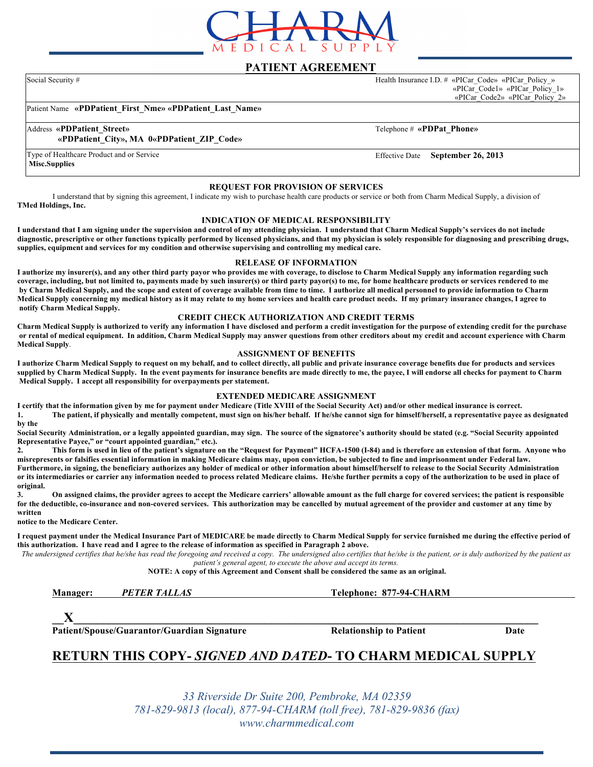CHARM
MEDICAL SUPPLY

# PATIENT AGREEMENT

| | |
|---|---|
| Social Security # | Health Insurance I.D. # «PICar_Code» «PICar_Policy_» «PICar_Code1» «PICar_Policy_1» «PICar_Code2» «PICar_Policy_2» |
| Patient Name **«PDPatient_First_Nme» «PDPatient_Last_Name»** | |
| Address **«PDPatient_Street» «PDPatient_City», MA 0«PDPatient_ZIP_Code»** | Telephone # **«PDPat_Phone»** |
| Type of Healthcare Product and or Service **Misc.Supplies** | Effective Date **September 26, 2013** |

### REQUEST FOR PROVISION OF SERVICES

I understand that by signing this agreement, I indicate my wish to purchase health care products or service or both from Charm Medical Supply, a division of **TMed Holdings, Inc.**

### INDICATION OF MEDICAL RESPONSIBILITY

**I understand that I am signing under the supervision and control of my attending physician. I understand that Charm Medical Supply's services do not include diagnostic, prescriptive or other functions typically performed by licensed physicians, and that my physician is solely responsible for diagnosing and prescribing drugs, supplies, equipment and services for my condition and otherwise supervising and controlling my medical care.**

### RELEASE OF INFORMATION

**I authorize my insurer(s), and any other third party payor who provides me with coverage, to disclose to Charm Medical Supply any information regarding such coverage, including, but not limited to, payments made by such insurer(s) or third party payor(s) to me, for home healthcare products or services rendered to me by Charm Medical Supply, and the scope and extent of coverage available from time to time. I authorize all medical personnel to provide information to Charm Medical Supply concerning my medical history as it may relate to my home services and health care product needs. If my primary insurance changes, I agree to notify Charm Medical Supply.**

### CREDIT CHECK AUTHORIZATION AND CREDIT TERMS

**Charm Medical Supply is authorized to verify any information I have disclosed and perform a credit investigation for the purpose of extending credit for the purchase or rental of medical equipment. In addition, Charm Medical Supply may answer questions from other creditors about my credit and account experience with Charm Medical Supply.**

### ASSIGNMENT OF BENEFITS

**I authorize Charm Medical Supply to request on my behalf, and to collect directly, all public and private insurance coverage benefits due for products and services supplied by Charm Medical Supply. In the event payments for insurance benefits are made directly to me, the payee, I will endorse all checks for payment to Charm Medical Supply. I accept all responsibility for overpayments per statement.**

### EXTENDED MEDICARE ASSIGNMENT

**I certify that the information given by me for payment under Medicare (Title XVIII of the Social Security Act) and/or other medical insurance is correct.**

**1. The patient, if physically and mentally competent, must sign on his/her behalf. If he/she cannot sign for himself/herself, a representative payee as designated by the Social Security Administration, or a legally appointed guardian, may sign. The source of the signatoree's authority should be stated (e.g. "Social Security appointed Representative Payee," or "court appointed guardian," etc.).**

**2. This form is used in lieu of the patient's signature on the "Request for Payment" HCFA-1500 (I-84) and is therefore an extension of that form. Anyone who misrepresents or falsifies essential information in making Medicare claims may, upon conviction, be subjected to fine and imprisonment under Federal law. Furthermore, in signing, the beneficiary authorizes any holder of medical or other information about himself/herself to release to the Social Security Administration or its intermediaries or carrier any information needed to process related Medicare claims. He/she further permits a copy of the authorization to be used in place of original.**

**3. On assigned claims, the provider agrees to accept the Medicare carriers' allowable amount as the full charge for covered services; the patient is responsible for the deductible, co-insurance and non-covered services. This authorization may be cancelled by mutual agreement of the provider and customer at any time by written notice to the Medicare Center.**

**I request payment under the Medical Insurance Part of MEDICARE be made directly to Charm Medical Supply for service furnished me during the effective period of this authorization. I have read and I agree to the release of information as specified in Paragraph 2 above.**

*The undersigned certifies that he/she has read the foregoing and received a copy. The undersigned also certifies that he/she is the patient, or is duly authorized by the patient as patient's general agent, to execute the above and accept its terms.*

**NOTE: A copy of this Agreement and Consent shall be considered the same as an original.**

**Manager:** ***PETER TALLAS*** **Telephone: 877-94-CHARM**

**X**______________________________________________

**Patient/Spouse/Guarantor/Guardian Signature** **Relationship to Patient** **Date**

## RETURN THIS COPY- *SIGNED AND DATED*- TO CHARM MEDICAL SUPPLY

*33 Riverside Dr Suite 200, Pembroke, MA 02359*
*781-829-9813 (local), 877-94-CHARM (toll free), 781-829-9836 (fax)*
*www.charmmedical.com*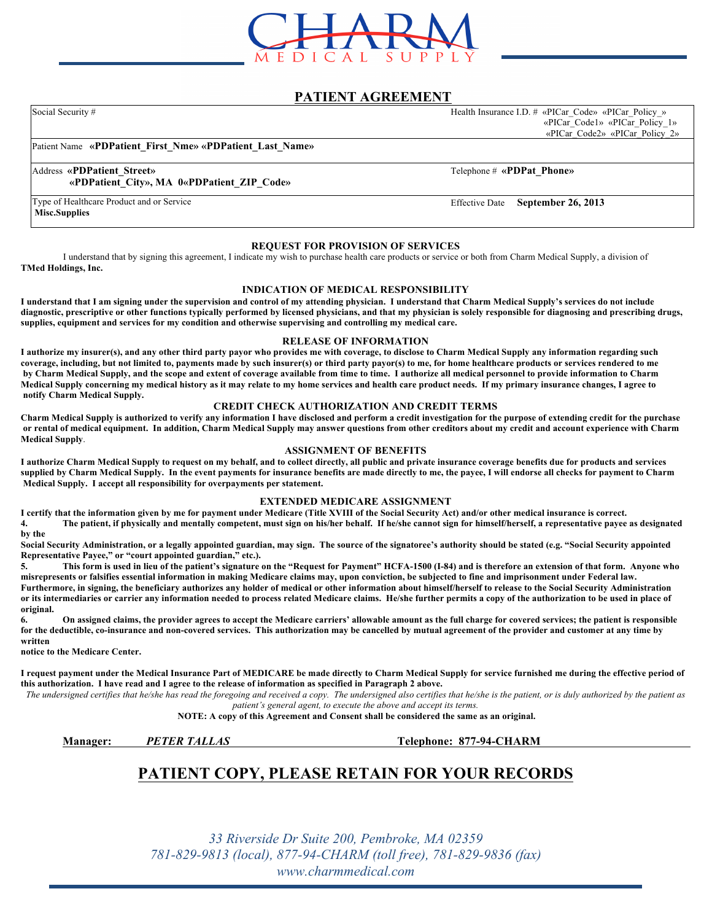CHARM
MEDICAL SUPPLY

# PATIENT AGREEMENT

| | |
|---|---|
| Social Security # | Health Insurance I.D. # «PICar_Code» «PICar_Policy_» «PICar_Code1» «PICar_Policy_1» «PICar_Code2» «PICar_Policy_2» |
| Patient Name **«PDPatient_First_Nme» «PDPatient_Last_Name»** | |
| Address **«PDPatient_Street» «PDPatient_City», MA 0«PDPatient_ZIP_Code»** | Telephone # **«PDPat_Phone»** |
| Type of Healthcare Product and or Service **Misc.Supplies** | Effective Date **September 26, 2013** |

### REQUEST FOR PROVISION OF SERVICES

I understand that by signing this agreement, I indicate my wish to purchase health care products or service or both from Charm Medical Supply, a division of **TMed Holdings, Inc.**

### INDICATION OF MEDICAL RESPONSIBILITY

**I understand that I am signing under the supervision and control of my attending physician. I understand that Charm Medical Supply's services do not include diagnostic, prescriptive or other functions typically performed by licensed physicians, and that my physician is solely responsible for diagnosing and prescribing drugs, supplies, equipment and services for my condition and otherwise supervising and controlling my medical care.**

### RELEASE OF INFORMATION

**I authorize my insurer(s), and any other third party payor who provides me with coverage, to disclose to Charm Medical Supply any information regarding such coverage, including, but not limited to, payments made by such insurer(s) or third party payor(s) to me, for home healthcare products or services rendered to me by Charm Medical Supply, and the scope and extent of coverage available from time to time. I authorize all medical personnel to provide information to Charm Medical Supply concerning my medical history as it may relate to my home services and health care product needs. If my primary insurance changes, I agree to notify Charm Medical Supply.**

### CREDIT CHECK AUTHORIZATION AND CREDIT TERMS

**Charm Medical Supply is authorized to verify any information I have disclosed and perform a credit investigation for the purpose of extending credit for the purchase or rental of medical equipment. In addition, Charm Medical Supply may answer questions from other creditors about my credit and account experience with Charm Medical Supply**.

### ASSIGNMENT OF BENEFITS

**I authorize Charm Medical Supply to request on my behalf, and to collect directly, all public and private insurance coverage benefits due for products and services supplied by Charm Medical Supply. In the event payments for insurance benefits are made directly to me, the payee, I will endorse all checks for payment to Charm Medical Supply. I accept all responsibility for overpayments per statement.**

### EXTENDED MEDICARE ASSIGNMENT

**I certify that the information given by me for payment under Medicare (Title XVIII of the Social Security Act) and/or other medical insurance is correct.**

**4. The patient, if physically and mentally competent, must sign on his/her behalf. If he/she cannot sign for himself/herself, a representative payee as designated by the Social Security Administration, or a legally appointed guardian, may sign. The source of the signatoree's authority should be stated (e.g. "Social Security appointed Representative Payee," or "court appointed guardian," etc.).**

**5. This form is used in lieu of the patient's signature on the "Request for Payment" HCFA-1500 (I-84) and is therefore an extension of that form. Anyone who misrepresents or falsifies essential information in making Medicare claims may, upon conviction, be subjected to fine and imprisonment under Federal law. Furthermore, in signing, the beneficiary authorizes any holder of medical or other information about himself/herself to release to the Social Security Administration or its intermediaries or carrier any information needed to process related Medicare claims. He/she further permits a copy of the authorization to be used in place of original.**

**6. On assigned claims, the provider agrees to accept the Medicare carriers' allowable amount as the full charge for covered services; the patient is responsible for the deductible, co-insurance and non-covered services. This authorization may be cancelled by mutual agreement of the provider and customer at any time by written notice to the Medicare Center.**

**I request payment under the Medical Insurance Part of MEDICARE be made directly to Charm Medical Supply for service furnished me during the effective period of this authorization. I have read and I agree to the release of information as specified in Paragraph 2 above.**

*The undersigned certifies that he/she has read the foregoing and received a copy. The undersigned also certifies that he/she is the patient, or is duly authorized by the patient as patient's general agent, to execute the above and accept its terms.*

**NOTE: A copy of this Agreement and Consent shall be considered the same as an original.**

**Manager:** ***PETER TALLAS*** **Telephone: 877-94-CHARM**

## PATIENT COPY, PLEASE RETAIN FOR YOUR RECORDS

*33 Riverside Dr Suite 200, Pembroke, MA 02359*
*781-829-9813 (local), 877-94-CHARM (toll free), 781-829-9836 (fax)*
*www.charmmedical.com*